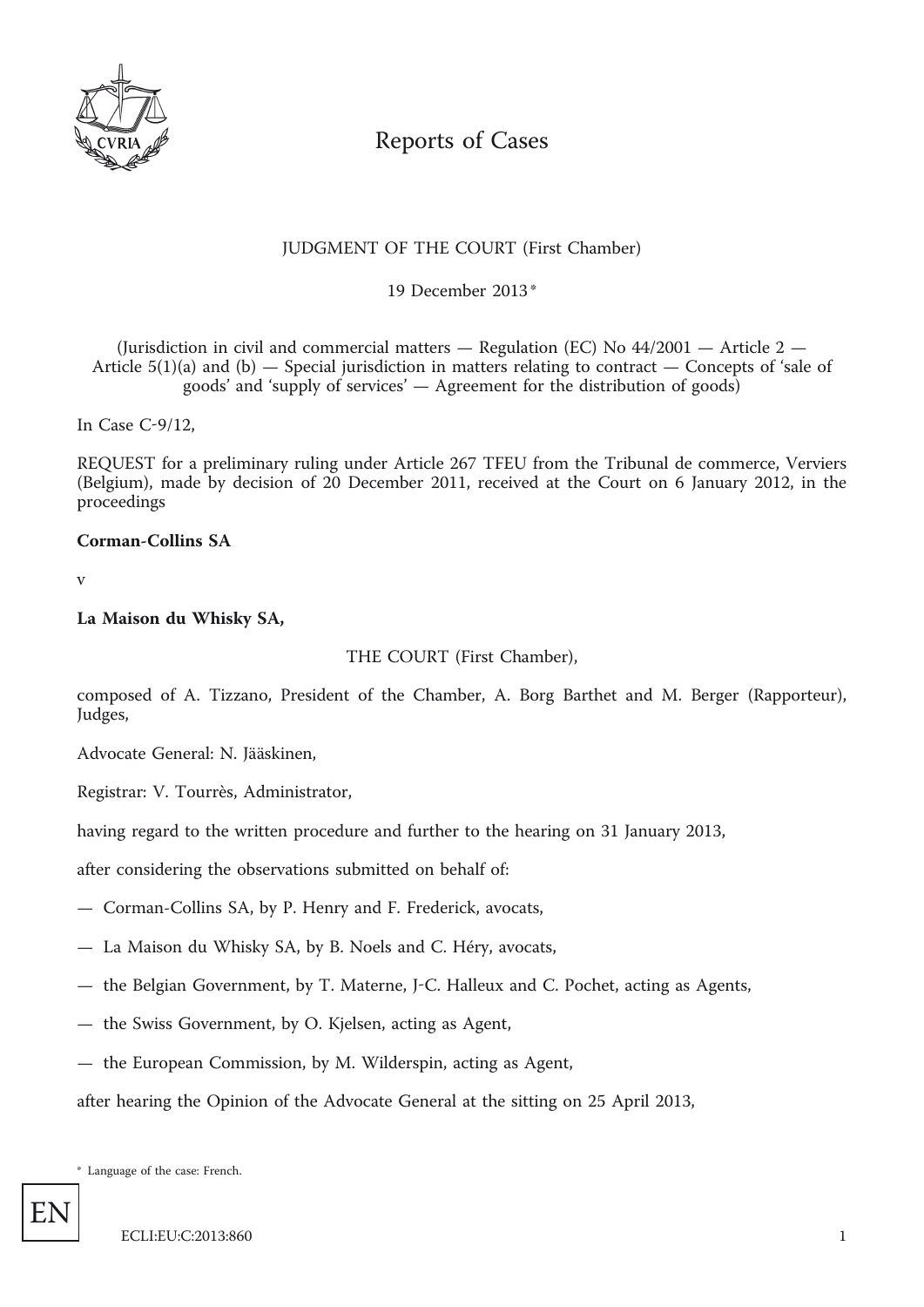# Reports of Cases

JUDGMENT OF THE COURT (First Chamber)

19 December 2013 *

(Jurisdiction in civil and commercial matters — Regulation (EC) No 44/2001 — Article 2 — Article 5(1)(a) and (b) — Special jurisdiction in matters relating to contract — Concepts of 'sale of goods' and 'supply of services' — Agreement for the distribution of goods)

In Case C-9/12,

REQUEST for a preliminary ruling under Article 267 TFEU from the Tribunal de commerce, Verviers (Belgium), made by decision of 20 December 2011, received at the Court on 6 January 2012, in the proceedings

**Corman-Collins SA**

v

**La Maison du Whisky SA,**

THE COURT (First Chamber),

composed of A. Tizzano, President of the Chamber, A. Borg Barthet and M. Berger (Rapporteur), Judges,

Advocate General: N. Jääskinen,

Registrar: V. Tourrès, Administrator,

having regard to the written procedure and further to the hearing on 31 January 2013,

after considering the observations submitted on behalf of:

— Corman-Collins SA, by P. Henry and F. Frederick, avocats,

— La Maison du Whisky SA, by B. Noels and C. Héry, avocats,

— the Belgian Government, by T. Materne, J-C. Halleux and C. Pochet, acting as Agents,

— the Swiss Government, by O. Kjelsen, acting as Agent,

— the European Commission, by M. Wilderspin, acting as Agent,

after hearing the Opinion of the Advocate General at the sitting on 25 April 2013,

* Language of the case: French.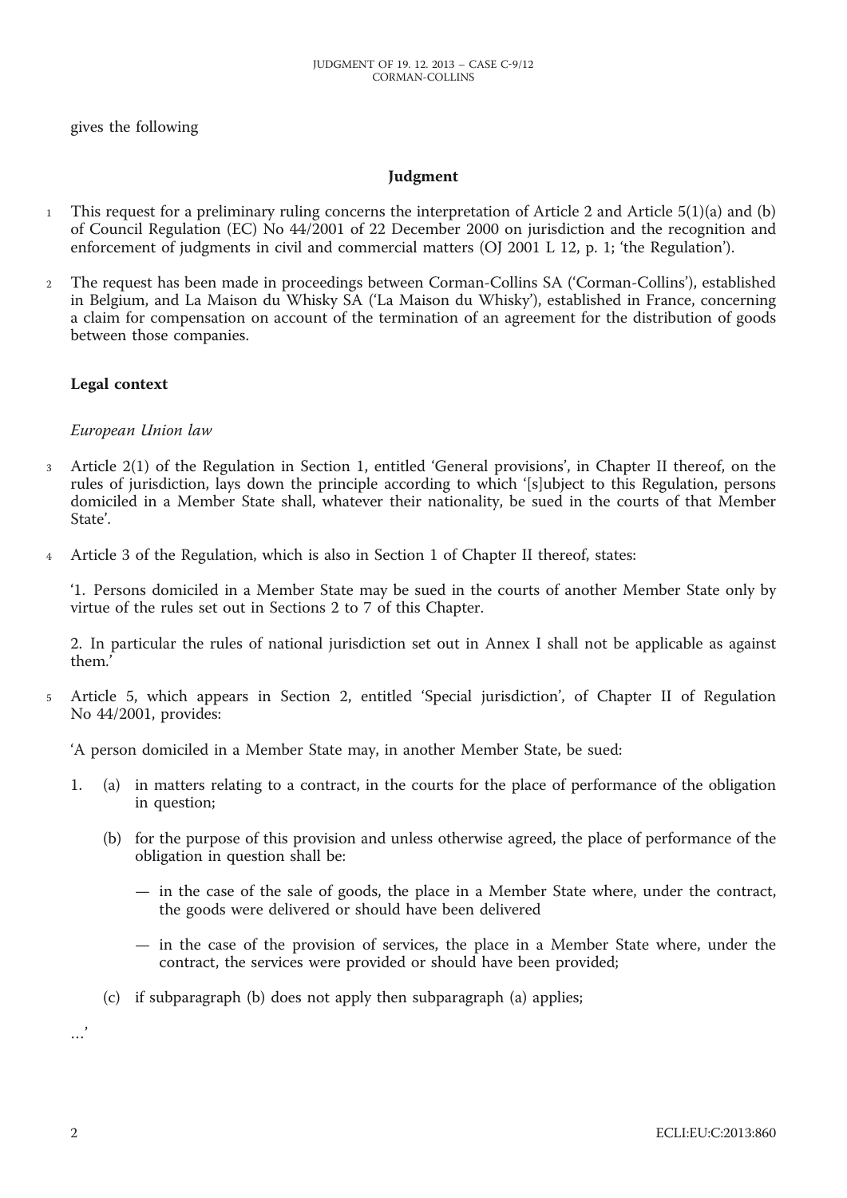gives the following

## Judgment

1 This request for a preliminary ruling concerns the interpretation of Article 2 and Article 5(1)(a) and (b) of Council Regulation (EC) No 44/2001 of 22 December 2000 on jurisdiction and the recognition and enforcement of judgments in civil and commercial matters (OJ 2001 L 12, p. 1; 'the Regulation').

2 The request has been made in proceedings between Corman-Collins SA ('Corman-Collins'), established in Belgium, and La Maison du Whisky SA ('La Maison du Whisky'), established in France, concerning a claim for compensation on account of the termination of an agreement for the distribution of goods between those companies.

### Legal context

*European Union law*

3 Article 2(1) of the Regulation in Section 1, entitled 'General provisions', in Chapter II thereof, on the rules of jurisdiction, lays down the principle according to which '[s]ubject to this Regulation, persons domiciled in a Member State shall, whatever their nationality, be sued in the courts of that Member State'.

4 Article 3 of the Regulation, which is also in Section 1 of Chapter II thereof, states:

'1. Persons domiciled in a Member State may be sued in the courts of another Member State only by virtue of the rules set out in Sections 2 to 7 of this Chapter.

2. In particular the rules of national jurisdiction set out in Annex I shall not be applicable as against them.'

5 Article 5, which appears in Section 2, entitled 'Special jurisdiction', of Chapter II of Regulation No 44/2001, provides:

'A person domiciled in a Member State may, in another Member State, be sued:

1. (a) in matters relating to a contract, in the courts for the place of performance of the obligation in question;

   (b) for the purpose of this provision and unless otherwise agreed, the place of performance of the obligation in question shall be:

   — in the case of the sale of goods, the place in a Member State where, under the contract, the goods were delivered or should have been delivered

   — in the case of the provision of services, the place in a Member State where, under the contract, the services were provided or should have been provided;

   (c) if subparagraph (b) does not apply then subparagraph (a) applies;

…'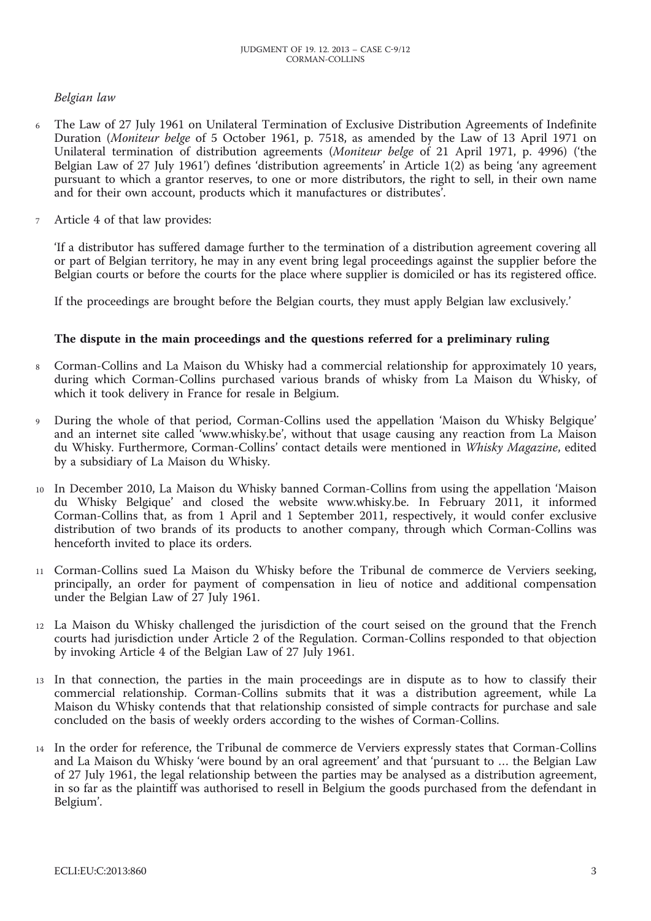*Belgian law*

6 The Law of 27 July 1961 on Unilateral Termination of Exclusive Distribution Agreements of Indefinite Duration (*Moniteur belge* of 5 October 1961, p. 7518, as amended by the Law of 13 April 1971 on Unilateral termination of distribution agreements (*Moniteur belge* of 21 April 1971, p. 4996) ('the Belgian Law of 27 July 1961') defines 'distribution agreements' in Article 1(2) as being 'any agreement pursuant to which a grantor reserves, to one or more distributors, the right to sell, in their own name and for their own account, products which it manufactures or distributes'.

7 Article 4 of that law provides:

'If a distributor has suffered damage further to the termination of a distribution agreement covering all or part of Belgian territory, he may in any event bring legal proceedings against the supplier before the Belgian courts or before the courts for the place where supplier is domiciled or has its registered office.

If the proceedings are brought before the Belgian courts, they must apply Belgian law exclusively.'

**The dispute in the main proceedings and the questions referred for a preliminary ruling**

8 Corman-Collins and La Maison du Whisky had a commercial relationship for approximately 10 years, during which Corman-Collins purchased various brands of whisky from La Maison du Whisky, of which it took delivery in France for resale in Belgium.

9 During the whole of that period, Corman-Collins used the appellation 'Maison du Whisky Belgique' and an internet site called 'www.whisky.be', without that usage causing any reaction from La Maison du Whisky. Furthermore, Corman-Collins' contact details were mentioned in *Whisky Magazine*, edited by a subsidiary of La Maison du Whisky.

10 In December 2010, La Maison du Whisky banned Corman-Collins from using the appellation 'Maison du Whisky Belgique' and closed the website www.whisky.be. In February 2011, it informed Corman-Collins that, as from 1 April and 1 September 2011, respectively, it would confer exclusive distribution of two brands of its products to another company, through which Corman-Collins was henceforth invited to place its orders.

11 Corman-Collins sued La Maison du Whisky before the Tribunal de commerce de Verviers seeking, principally, an order for payment of compensation in lieu of notice and additional compensation under the Belgian Law of 27 July 1961.

12 La Maison du Whisky challenged the jurisdiction of the court seised on the ground that the French courts had jurisdiction under Article 2 of the Regulation. Corman-Collins responded to that objection by invoking Article 4 of the Belgian Law of 27 July 1961.

13 In that connection, the parties in the main proceedings are in dispute as to how to classify their commercial relationship. Corman-Collins submits that it was a distribution agreement, while La Maison du Whisky contends that that relationship consisted of simple contracts for purchase and sale concluded on the basis of weekly orders according to the wishes of Corman-Collins.

14 In the order for reference, the Tribunal de commerce de Verviers expressly states that Corman-Collins and La Maison du Whisky 'were bound by an oral agreement' and that 'pursuant to … the Belgian Law of 27 July 1961, the legal relationship between the parties may be analysed as a distribution agreement, in so far as the plaintiff was authorised to resell in Belgium the goods purchased from the defendant in Belgium'.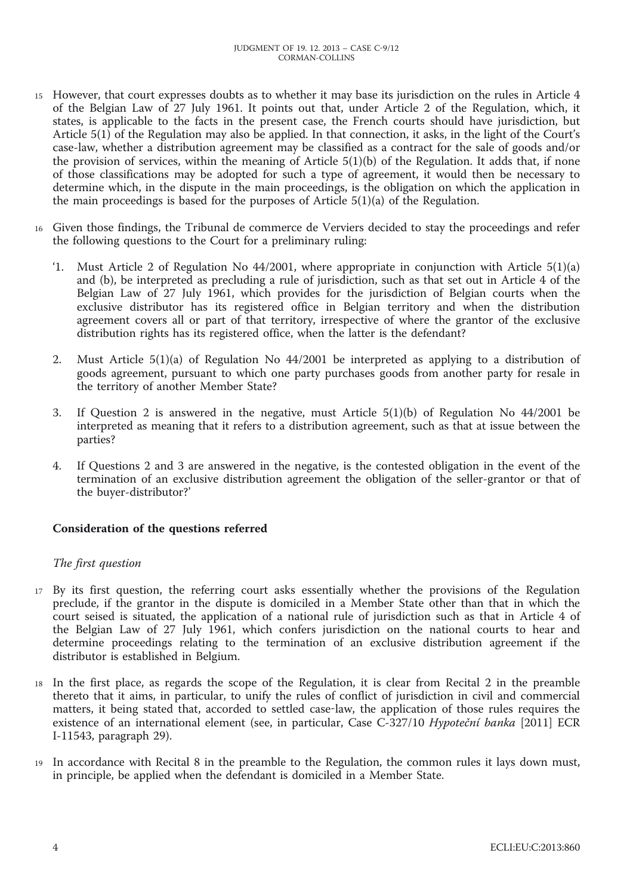15 However, that court expresses doubts as to whether it may base its jurisdiction on the rules in Article 4 of the Belgian Law of 27 July 1961. It points out that, under Article 2 of the Regulation, which, it states, is applicable to the facts in the present case, the French courts should have jurisdiction, but Article 5(1) of the Regulation may also be applied. In that connection, it asks, in the light of the Court's case-law, whether a distribution agreement may be classified as a contract for the sale of goods and/or the provision of services, within the meaning of Article 5(1)(b) of the Regulation. It adds that, if none of those classifications may be adopted for such a type of agreement, it would then be necessary to determine which, in the dispute in the main proceedings, is the obligation on which the application in the main proceedings is based for the purposes of Article 5(1)(a) of the Regulation.

16 Given those findings, the Tribunal de commerce de Verviers decided to stay the proceedings and refer the following questions to the Court for a preliminary ruling:

'1. Must Article 2 of Regulation No 44/2001, where appropriate in conjunction with Article 5(1)(a) and (b), be interpreted as precluding a rule of jurisdiction, such as that set out in Article 4 of the Belgian Law of 27 July 1961, which provides for the jurisdiction of Belgian courts when the exclusive distributor has its registered office in Belgian territory and when the distribution agreement covers all or part of that territory, irrespective of where the grantor of the exclusive distribution rights has its registered office, when the latter is the defendant?

2. Must Article 5(1)(a) of Regulation No 44/2001 be interpreted as applying to a distribution of goods agreement, pursuant to which one party purchases goods from another party for resale in the territory of another Member State?

3. If Question 2 is answered in the negative, must Article 5(1)(b) of Regulation No 44/2001 be interpreted as meaning that it refers to a distribution agreement, such as that at issue between the parties?

4. If Questions 2 and 3 are answered in the negative, is the contested obligation in the event of the termination of an exclusive distribution agreement the obligation of the seller-grantor or that of the buyer-distributor?'

## Consideration of the questions referred

*The first question*

17 By its first question, the referring court asks essentially whether the provisions of the Regulation preclude, if the grantor in the dispute is domiciled in a Member State other than that in which the court seised is situated, the application of a national rule of jurisdiction such as that in Article 4 of the Belgian Law of 27 July 1961, which confers jurisdiction on the national courts to hear and determine proceedings relating to the termination of an exclusive distribution agreement if the distributor is established in Belgium.

18 In the first place, as regards the scope of the Regulation, it is clear from Recital 2 in the preamble thereto that it aims, in particular, to unify the rules of conflict of jurisdiction in civil and commercial matters, it being stated that, accorded to settled case-law, the application of those rules requires the existence of an international element (see, in particular, Case C-327/10 *Hypoteční banka* [2011] ECR I-11543, paragraph 29).

19 In accordance with Recital 8 in the preamble to the Regulation, the common rules it lays down must, in principle, be applied when the defendant is domiciled in a Member State.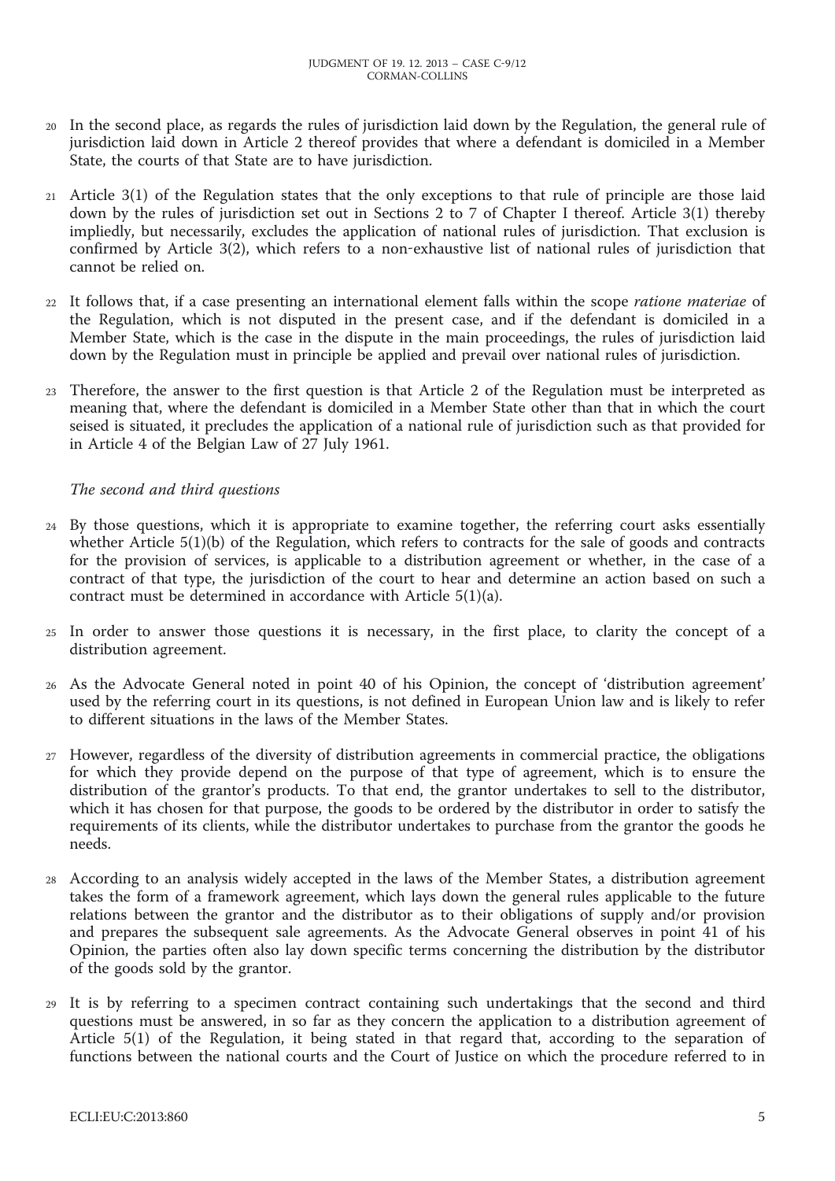20 In the second place, as regards the rules of jurisdiction laid down by the Regulation, the general rule of jurisdiction laid down in Article 2 thereof provides that where a defendant is domiciled in a Member State, the courts of that State are to have jurisdiction.

21 Article 3(1) of the Regulation states that the only exceptions to that rule of principle are those laid down by the rules of jurisdiction set out in Sections 2 to 7 of Chapter I thereof. Article 3(1) thereby impliedly, but necessarily, excludes the application of national rules of jurisdiction. That exclusion is confirmed by Article 3(2), which refers to a non-exhaustive list of national rules of jurisdiction that cannot be relied on.

22 It follows that, if a case presenting an international element falls within the scope *ratione materiae* of the Regulation, which is not disputed in the present case, and if the defendant is domiciled in a Member State, which is the case in the dispute in the main proceedings, the rules of jurisdiction laid down by the Regulation must in principle be applied and prevail over national rules of jurisdiction.

23 Therefore, the answer to the first question is that Article 2 of the Regulation must be interpreted as meaning that, where the defendant is domiciled in a Member State other than that in which the court seised is situated, it precludes the application of a national rule of jurisdiction such as that provided for in Article 4 of the Belgian Law of 27 July 1961.

*The second and third questions*

24 By those questions, which it is appropriate to examine together, the referring court asks essentially whether Article 5(1)(b) of the Regulation, which refers to contracts for the sale of goods and contracts for the provision of services, is applicable to a distribution agreement or whether, in the case of a contract of that type, the jurisdiction of the court to hear and determine an action based on such a contract must be determined in accordance with Article 5(1)(a).

25 In order to answer those questions it is necessary, in the first place, to clarity the concept of a distribution agreement.

26 As the Advocate General noted in point 40 of his Opinion, the concept of 'distribution agreement' used by the referring court in its questions, is not defined in European Union law and is likely to refer to different situations in the laws of the Member States.

27 However, regardless of the diversity of distribution agreements in commercial practice, the obligations for which they provide depend on the purpose of that type of agreement, which is to ensure the distribution of the grantor's products. To that end, the grantor undertakes to sell to the distributor, which it has chosen for that purpose, the goods to be ordered by the distributor in order to satisfy the requirements of its clients, while the distributor undertakes to purchase from the grantor the goods he needs.

28 According to an analysis widely accepted in the laws of the Member States, a distribution agreement takes the form of a framework agreement, which lays down the general rules applicable to the future relations between the grantor and the distributor as to their obligations of supply and/or provision and prepares the subsequent sale agreements. As the Advocate General observes in point 41 of his Opinion, the parties often also lay down specific terms concerning the distribution by the distributor of the goods sold by the grantor.

29 It is by referring to a specimen contract containing such undertakings that the second and third questions must be answered, in so far as they concern the application to a distribution agreement of Article 5(1) of the Regulation, it being stated in that regard that, according to the separation of functions between the national courts and the Court of Justice on which the procedure referred to in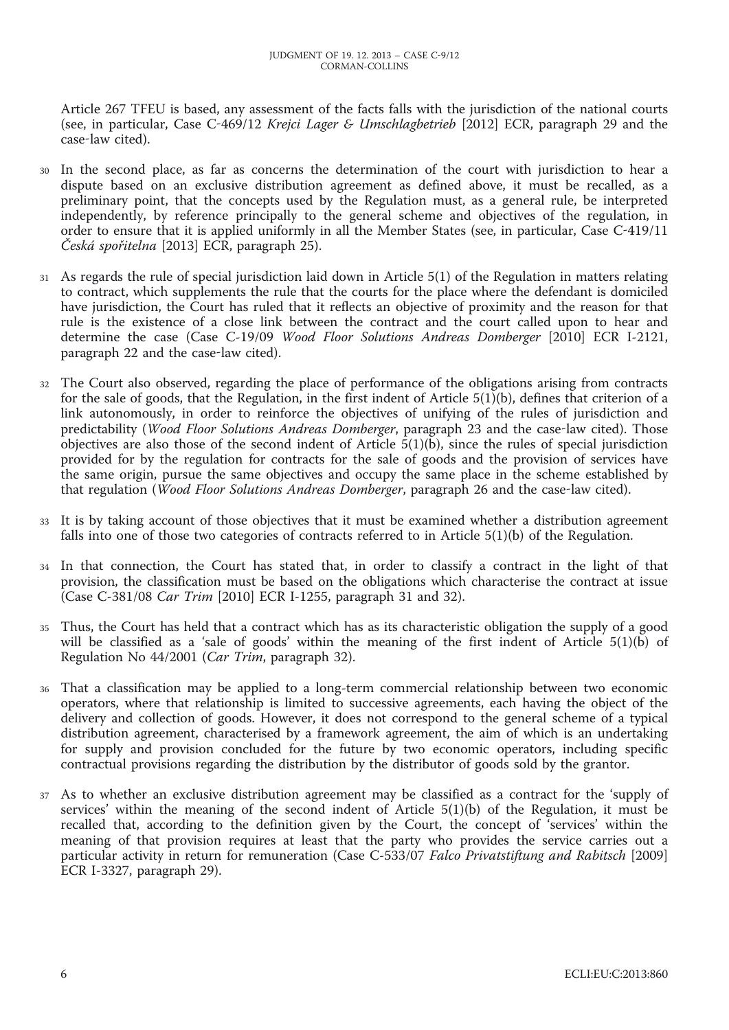Article 267 TFEU is based, any assessment of the facts falls with the jurisdiction of the national courts (see, in particular, Case C-469/12 *Krejci Lager & Umschlagbetrieb* [2012] ECR, paragraph 29 and the case-law cited).

30 In the second place, as far as concerns the determination of the court with jurisdiction to hear a dispute based on an exclusive distribution agreement as defined above, it must be recalled, as a preliminary point, that the concepts used by the Regulation must, as a general rule, be interpreted independently, by reference principally to the general scheme and objectives of the regulation, in order to ensure that it is applied uniformly in all the Member States (see, in particular, Case C-419/11 *Česká spořitelna* [2013] ECR, paragraph 25).

31 As regards the rule of special jurisdiction laid down in Article 5(1) of the Regulation in matters relating to contract, which supplements the rule that the courts for the place where the defendant is domiciled have jurisdiction, the Court has ruled that it reflects an objective of proximity and the reason for that rule is the existence of a close link between the contract and the court called upon to hear and determine the case (Case C-19/09 *Wood Floor Solutions Andreas Domberger* [2010] ECR I-2121, paragraph 22 and the case-law cited).

32 The Court also observed, regarding the place of performance of the obligations arising from contracts for the sale of goods, that the Regulation, in the first indent of Article 5(1)(b), defines that criterion of a link autonomously, in order to reinforce the objectives of unifying of the rules of jurisdiction and predictability (*Wood Floor Solutions Andreas Domberger*, paragraph 23 and the case-law cited). Those objectives are also those of the second indent of Article 5(1)(b), since the rules of special jurisdiction provided for by the regulation for contracts for the sale of goods and the provision of services have the same origin, pursue the same objectives and occupy the same place in the scheme established by that regulation (*Wood Floor Solutions Andreas Domberger*, paragraph 26 and the case-law cited).

33 It is by taking account of those objectives that it must be examined whether a distribution agreement falls into one of those two categories of contracts referred to in Article 5(1)(b) of the Regulation.

34 In that connection, the Court has stated that, in order to classify a contract in the light of that provision, the classification must be based on the obligations which characterise the contract at issue (Case C-381/08 *Car Trim* [2010] ECR I-1255, paragraph 31 and 32).

35 Thus, the Court has held that a contract which has as its characteristic obligation the supply of a good will be classified as a 'sale of goods' within the meaning of the first indent of Article 5(1)(b) of Regulation No 44/2001 (*Car Trim*, paragraph 32).

36 That a classification may be applied to a long-term commercial relationship between two economic operators, where that relationship is limited to successive agreements, each having the object of the delivery and collection of goods. However, it does not correspond to the general scheme of a typical distribution agreement, characterised by a framework agreement, the aim of which is an undertaking for supply and provision concluded for the future by two economic operators, including specific contractual provisions regarding the distribution by the distributor of goods sold by the grantor.

37 As to whether an exclusive distribution agreement may be classified as a contract for the 'supply of services' within the meaning of the second indent of Article 5(1)(b) of the Regulation, it must be recalled that, according to the definition given by the Court, the concept of 'services' within the meaning of that provision requires at least that the party who provides the service carries out a particular activity in return for remuneration (Case C-533/07 *Falco Privatstiftung and Rabitsch* [2009] ECR I-3327, paragraph 29).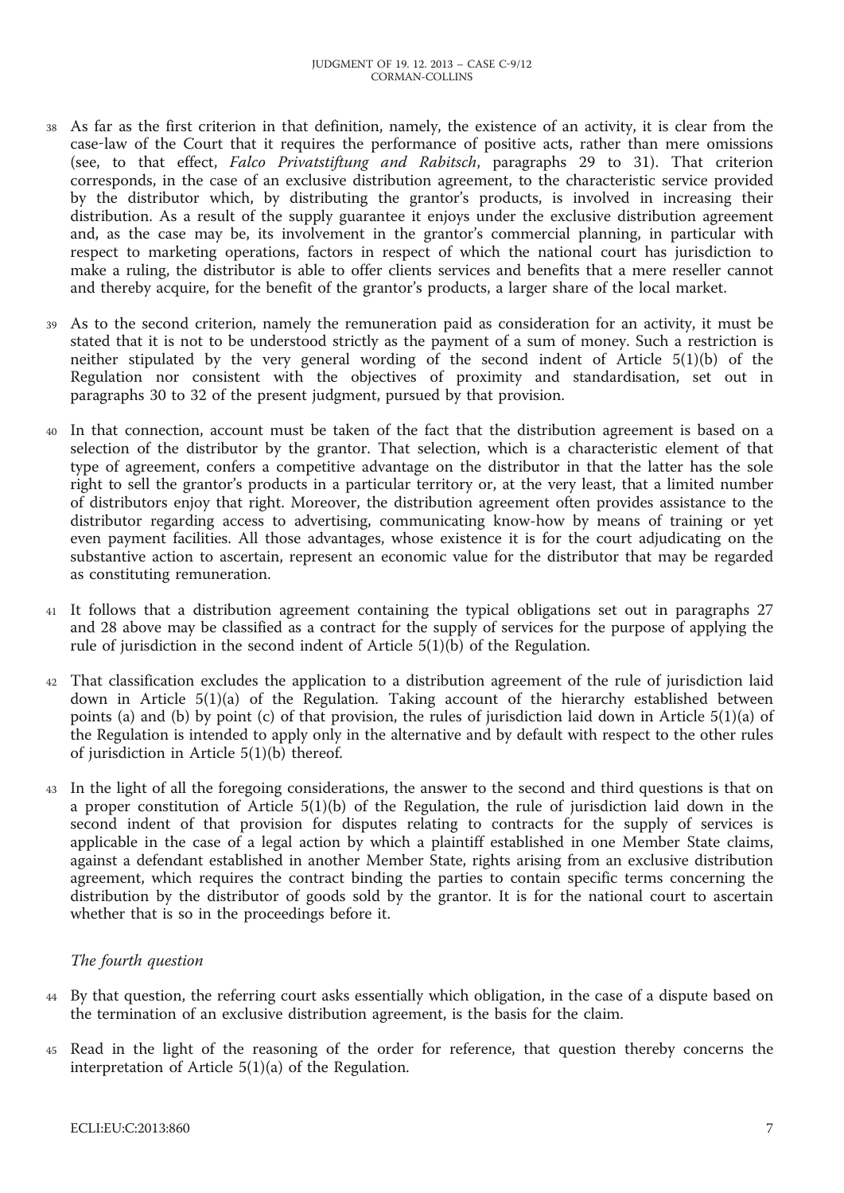38 As far as the first criterion in that definition, namely, the existence of an activity, it is clear from the case-law of the Court that it requires the performance of positive acts, rather than mere omissions (see, to that effect, *Falco Privatstiftung and Rabitsch*, paragraphs 29 to 31). That criterion corresponds, in the case of an exclusive distribution agreement, to the characteristic service provided by the distributor which, by distributing the grantor's products, is involved in increasing their distribution. As a result of the supply guarantee it enjoys under the exclusive distribution agreement and, as the case may be, its involvement in the grantor's commercial planning, in particular with respect to marketing operations, factors in respect of which the national court has jurisdiction to make a ruling, the distributor is able to offer clients services and benefits that a mere reseller cannot and thereby acquire, for the benefit of the grantor's products, a larger share of the local market.

39 As to the second criterion, namely the remuneration paid as consideration for an activity, it must be stated that it is not to be understood strictly as the payment of a sum of money. Such a restriction is neither stipulated by the very general wording of the second indent of Article 5(1)(b) of the Regulation nor consistent with the objectives of proximity and standardisation, set out in paragraphs 30 to 32 of the present judgment, pursued by that provision.

40 In that connection, account must be taken of the fact that the distribution agreement is based on a selection of the distributor by the grantor. That selection, which is a characteristic element of that type of agreement, confers a competitive advantage on the distributor in that the latter has the sole right to sell the grantor's products in a particular territory or, at the very least, that a limited number of distributors enjoy that right. Moreover, the distribution agreement often provides assistance to the distributor regarding access to advertising, communicating know-how by means of training or yet even payment facilities. All those advantages, whose existence it is for the court adjudicating on the substantive action to ascertain, represent an economic value for the distributor that may be regarded as constituting remuneration.

41 It follows that a distribution agreement containing the typical obligations set out in paragraphs 27 and 28 above may be classified as a contract for the supply of services for the purpose of applying the rule of jurisdiction in the second indent of Article 5(1)(b) of the Regulation.

42 That classification excludes the application to a distribution agreement of the rule of jurisdiction laid down in Article 5(1)(a) of the Regulation. Taking account of the hierarchy established between points (a) and (b) by point (c) of that provision, the rules of jurisdiction laid down in Article 5(1)(a) of the Regulation is intended to apply only in the alternative and by default with respect to the other rules of jurisdiction in Article 5(1)(b) thereof.

43 In the light of all the foregoing considerations, the answer to the second and third questions is that on a proper constitution of Article 5(1)(b) of the Regulation, the rule of jurisdiction laid down in the second indent of that provision for disputes relating to contracts for the supply of services is applicable in the case of a legal action by which a plaintiff established in one Member State claims, against a defendant established in another Member State, rights arising from an exclusive distribution agreement, which requires the contract binding the parties to contain specific terms concerning the distribution by the distributor of goods sold by the grantor. It is for the national court to ascertain whether that is so in the proceedings before it.

*The fourth question*

44 By that question, the referring court asks essentially which obligation, in the case of a dispute based on the termination of an exclusive distribution agreement, is the basis for the claim.

45 Read in the light of the reasoning of the order for reference, that question thereby concerns the interpretation of Article 5(1)(a) of the Regulation.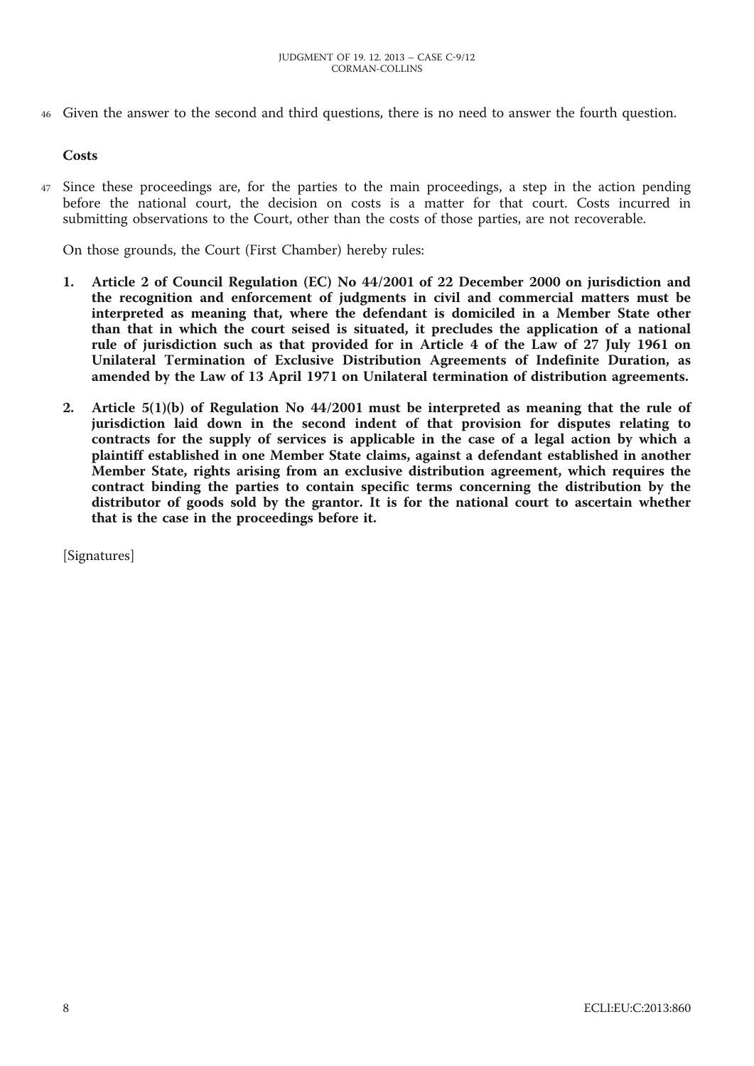46 Given the answer to the second and third questions, there is no need to answer the fourth question.

**Costs**

47 Since these proceedings are, for the parties to the main proceedings, a step in the action pending before the national court, the decision on costs is a matter for that court. Costs incurred in submitting observations to the Court, other than the costs of those parties, are not recoverable.

On those grounds, the Court (First Chamber) hereby rules:

1. **Article 2 of Council Regulation (EC) No 44/2001 of 22 December 2000 on jurisdiction and the recognition and enforcement of judgments in civil and commercial matters must be interpreted as meaning that, where the defendant is domiciled in a Member State other than that in which the court seised is situated, it precludes the application of a national rule of jurisdiction such as that provided for in Article 4 of the Law of 27 July 1961 on Unilateral Termination of Exclusive Distribution Agreements of Indefinite Duration, as amended by the Law of 13 April 1971 on Unilateral termination of distribution agreements.**

2. **Article 5(1)(b) of Regulation No 44/2001 must be interpreted as meaning that the rule of jurisdiction laid down in the second indent of that provision for disputes relating to contracts for the supply of services is applicable in the case of a legal action by which a plaintiff established in one Member State claims, against a defendant established in another Member State, rights arising from an exclusive distribution agreement, which requires the contract binding the parties to contain specific terms concerning the distribution by the distributor of goods sold by the grantor. It is for the national court to ascertain whether that is the case in the proceedings before it.**

[Signatures]